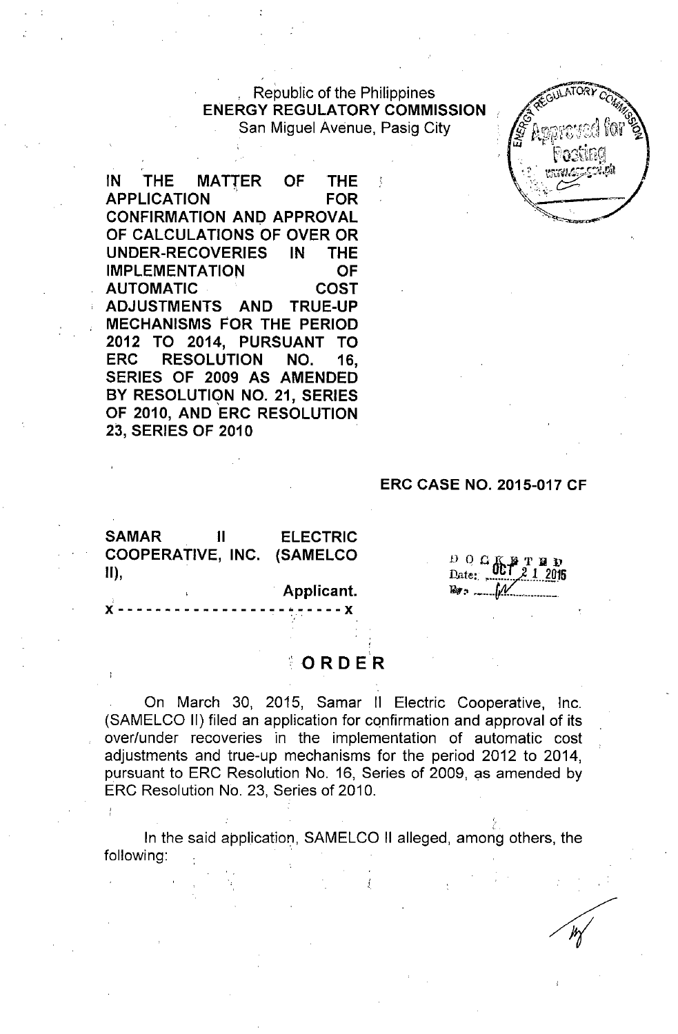Republic of the Philippines
**ENERGY REGULATORY COMMISSION**
San Miguel Avenue, Pasig City

**IN THE MATTER OF THE APPLICATION FOR CONFIRMATION AND APPROVAL OF CALCULATIONS OF OVER OR UNDER-RECOVERIES IN THE IMPLEMENTATION OF AUTOMATIC COST ADJUSTMENTS AND TRUE-UP MECHANISMS FOR THE PERIOD 2012 TO 2014, PURSUANT TO ERC RESOLUTION NO. 16, SERIES OF 2009 AS AMENDED BY RESOLUTION NO. 21, SERIES OF 2010, AND ERC RESOLUTION 23, SERIES OF 2010**

**ERC CASE NO. 2015-017 CF**

**SAMAR II ELECTRIC COOPERATIVE, INC. (SAMELCO II),**
**Applicant.**
**x- - - - - - - - - - - - - - - - - - - - - - - - -x**

DOCKETED
Date: OCT 21 2015
By: ______

# ORDER

On March 30, 2015, Samar II Electric Cooperative, Inc. (SAMELCO II) filed an application for confirmation and approval of its over/under recoveries in the implementation of automatic cost adjustments and true-up mechanisms for the period 2012 to 2014, pursuant to ERC Resolution No. 16, Series of 2009, as amended by ERC Resolution No. 23, Series of 2010.

In the said application, SAMELCO II alleged, among others, the following: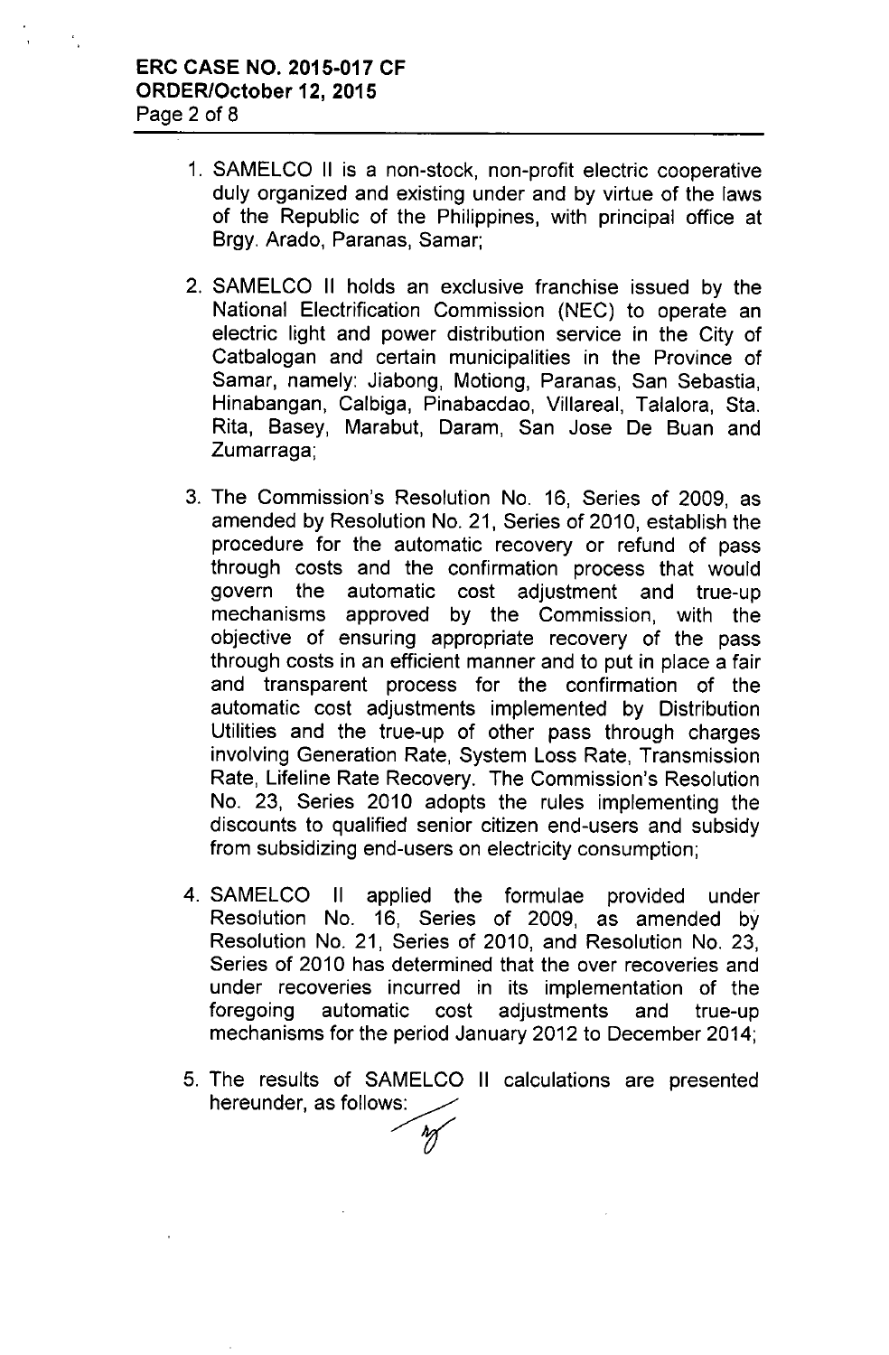1. SAMELCO II is a non-stock, non-profit electric cooperative duly organized and existing under and by virtue of the laws of the Republic of the Philippines, with principal office at Brgy. Arado, Paranas, Samar;

2. SAMELCO II holds an exclusive franchise issued by the National Electrification Commission (NEC) to operate an electric light and power distribution service in the City of Catbalogan and certain municipalities in the Province of Samar, namely: Jiabong, Motiong, Paranas, San Sebastia, Hinabangan, Calbiga, Pinabacdao, Villareal, Talalora, Sta. Rita, Basey, Marabut, Daram, San Jose De Buan and Zumarraga;

3. The Commission's Resolution No. 16, Series of 2009, as amended by Resolution No. 21, Series of 2010, establish the procedure for the automatic recovery or refund of pass through costs and the confirmation process that would govern the automatic cost adjustment and true-up mechanisms approved by the Commission, with the objective of ensuring appropriate recovery of the pass through costs in an efficient manner and to put in place a fair and transparent process for the confirmation of the automatic cost adjustments implemented by Distribution Utilities and the true-up of other pass through charges involving Generation Rate, System Loss Rate, Transmission Rate, Lifeline Rate Recovery. The Commission's Resolution No. 23, Series 2010 adopts the rules implementing the discounts to qualified senior citizen end-users and subsidy from subsidizing end-users on electricity consumption;

4. SAMELCO II applied the formulae provided under Resolution No. 16, Series of 2009, as amended by Resolution No. 21, Series of 2010, and Resolution No. 23, Series of 2010 has determined that the over recoveries and under recoveries incurred in its implementation of the foregoing automatic cost adjustments and true-up mechanisms for the period January 2012 to December 2014;

5. The results of SAMELCO II calculations are presented hereunder, as follows: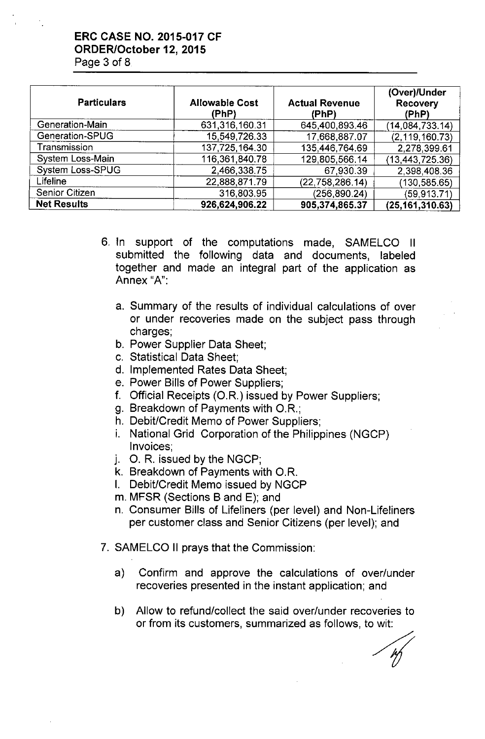| Particulars | Allowable Cost (PhP) | Actual Revenue (PhP) | (Over)/Under Recovery (PhP) |
|---|---|---|---|
| Generation-Main | 631,316,160.31 | 645,400,893.46 | (14,084,733.14) |
| Generation-SPUG | 15,549,726.33 | 17,668,887.07 | (2,119,160.73) |
| Transmission | 137,725,164.30 | 135,446,764.69 | 2,278,399.61 |
| System Loss-Main | 116,361,840.78 | 129,805,566.14 | (13,443,725.36) |
| System Loss-SPUG | 2,466,338.75 | 67,930.39 | 2,398,408.36 |
| Lifeline | 22,888,871.79 | (22,758,286.14) | (130,585.65) |
| Senior Citizen | 316,803.95 | (256,890.24) | (59,913.71) |
| **Net Results** | **926,624,906.22** | **905,374,865.37** | **(25,161,310.63)** |

6. In support of the computations made, SAMELCO II submitted the following data and documents, labeled together and made an integral part of the application as Annex "A":

   a. Summary of the results of individual calculations of over or under recoveries made on the subject pass through charges;
   b. Power Supplier Data Sheet;
   c. Statistical Data Sheet;
   d. Implemented Rates Data Sheet;
   e. Power Bills of Power Suppliers;
   f. Official Receipts (O.R.) issued by Power Suppliers;
   g. Breakdown of Payments with O.R.;
   h. Debit/Credit Memo of Power Suppliers;
   i. National Grid Corporation of the Philippines (NGCP) Invoices;
   j. O. R. issued by the NGCP;
   k. Breakdown of Payments with O.R.
   l. Debit/Credit Memo issued by NGCP
   m. MFSR (Sections B and E); and
   n. Consumer Bills of Lifeliners (per level) and Non-Lifeliners per customer class and Senior Citizens (per level); and

7. SAMELCO II prays that the Commission:

   a) Confirm and approve the calculations of over/under recoveries presented in the instant application; and

   b) Allow to refund/collect the said over/under recoveries to or from its customers, summarized as follows, to wit: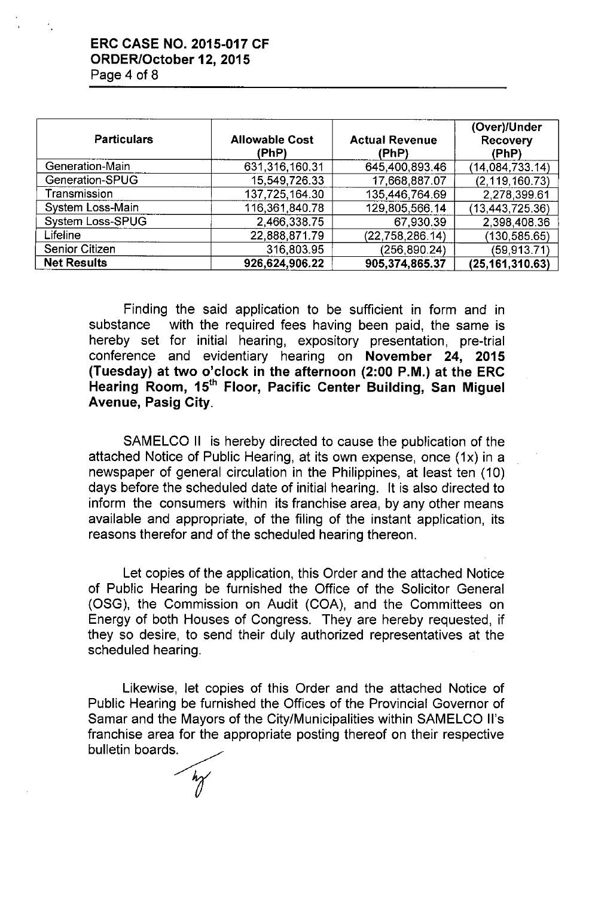| Particulars | Allowable Cost (PhP) | Actual Revenue (PhP) | (Over)/Under Recovery (PhP) |
|---|---|---|---|
| Generation-Main | 631,316,160.31 | 645,400,893.46 | (14,084,733.14) |
| Generation-SPUG | 15,549,726.33 | 17,668,887.07 | (2,119,160.73) |
| Transmission | 137,725,164.30 | 135,446,764.69 | 2,278,399.61 |
| System Loss-Main | 116,361,840.78 | 129,805,566.14 | (13,443,725.36) |
| System Loss-SPUG | 2,466,338.75 | 67,930.39 | 2,398,408.36 |
| Lifeline | 22,888,871.79 | (22,758,286.14) | (130,585.65) |
| Senior Citizen | 316,803.95 | (256,890.24) | (59,913.71) |
| **Net Results** | **926,624,906.22** | **905,374,865.37** | **(25,161,310.63)** |

Finding the said application to be sufficient in form and in substance with the required fees having been paid, the same is hereby set for initial hearing, expository presentation, pre-trial conference and evidentiary hearing on **November 24, 2015 (Tuesday) at two o'clock in the afternoon (2:00 P.M.) at the ERC Hearing Room, 15th Floor, Pacific Center Building, San Miguel Avenue, Pasig City.**

SAMELCO II is hereby directed to cause the publication of the attached Notice of Public Hearing, at its own expense, once (1x) in a newspaper of general circulation in the Philippines, at least ten (10) days before the scheduled date of initial hearing. It is also directed to inform the consumers within its franchise area, by any other means available and appropriate, of the filing of the instant application, its reasons therefor and of the scheduled hearing thereon.

Let copies of the application, this Order and the attached Notice of Public Hearing be furnished the Office of the Solicitor General (OSG), the Commission on Audit (COA), and the Committees on Energy of both Houses of Congress. They are hereby requested, if they so desire, to send their duly authorized representatives at the scheduled hearing.

Likewise, let copies of this Order and the attached Notice of Public Hearing be furnished the Offices of the Provincial Governor of Samar and the Mayors of the City/Municipalities within SAMELCO II's franchise area for the appropriate posting thereof on their respective bulletin boards.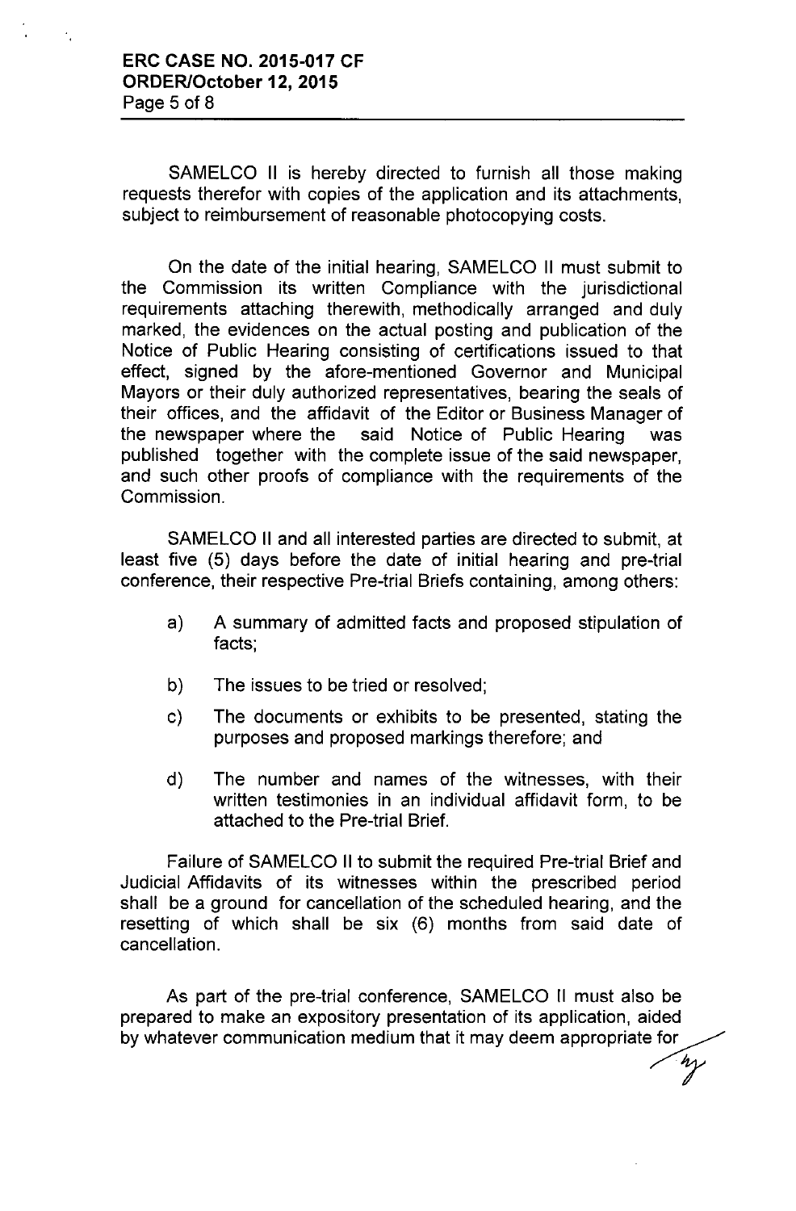SAMELCO II is hereby directed to furnish all those making requests therefor with copies of the application and its attachments, subject to reimbursement of reasonable photocopying costs.

On the date of the initial hearing, SAMELCO II must submit to the Commission its written Compliance with the jurisdictional requirements attaching therewith, methodically arranged and duly marked, the evidences on the actual posting and publication of the Notice of Public Hearing consisting of certifications issued to that effect, signed by the afore-mentioned Governor and Municipal Mayors or their duly authorized representatives, bearing the seals of their offices, and the affidavit of the Editor or Business Manager of the newspaper where the said Notice of Public Hearing was published together with the complete issue of the said newspaper, and such other proofs of compliance with the requirements of the Commission.

SAMELCO II and all interested parties are directed to submit, at least five (5) days before the date of initial hearing and pre-trial conference, their respective Pre-trial Briefs containing, among others:

a) A summary of admitted facts and proposed stipulation of facts;

b) The issues to be tried or resolved;

c) The documents or exhibits to be presented, stating the purposes and proposed markings therefore; and

d) The number and names of the witnesses, with their written testimonies in an individual affidavit form, to be attached to the Pre-trial Brief.

Failure of SAMELCO II to submit the required Pre-trial Brief and Judicial Affidavits of its witnesses within the prescribed period shall be a ground for cancellation of the scheduled hearing, and the resetting of which shall be six (6) months from said date of cancellation.

As part of the pre-trial conference, SAMELCO II must also be prepared to make an expository presentation of its application, aided by whatever communication medium that it may deem appropriate for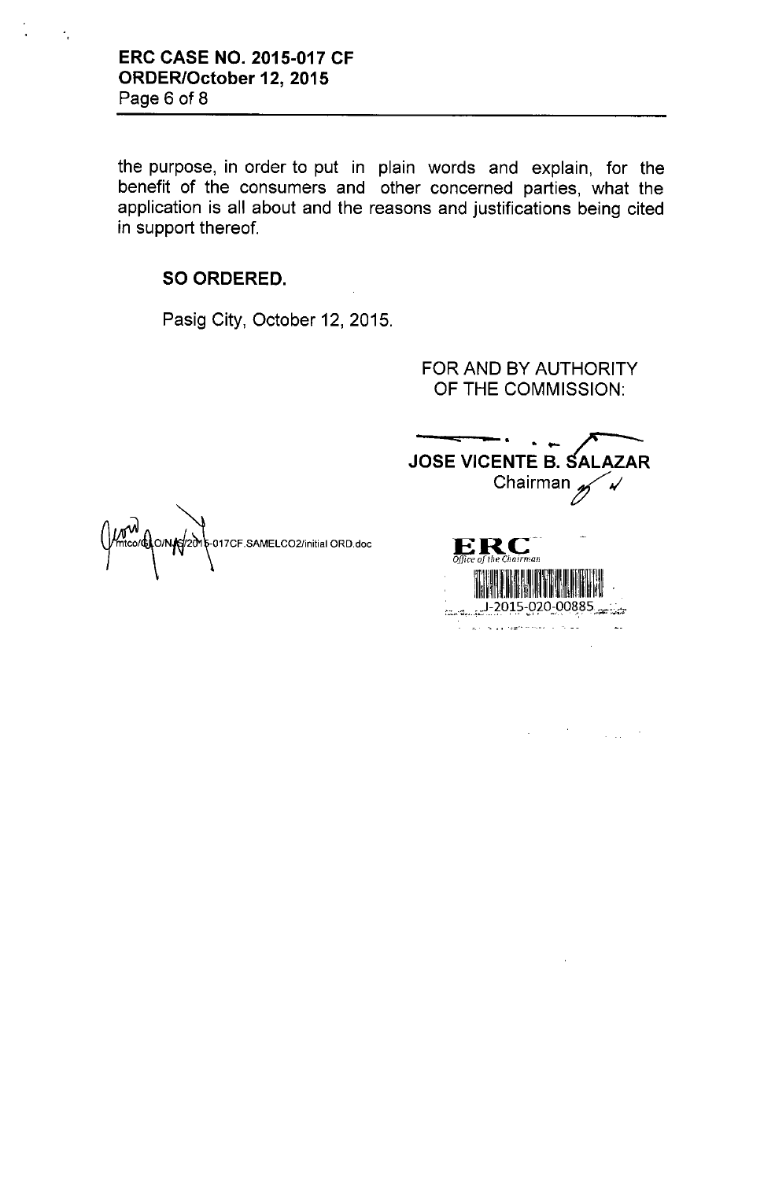the purpose, in order to put in plain words and explain, for the benefit of the consumers and other concerned parties, what the application is all about and the reasons and justifications being cited in support thereof.

**SO ORDERED.**

Pasig City, October 12, 2015.

FOR AND BY AUTHORITY OF THE COMMISSION:

**JOSE VICENTE B. SALAZAR**
Chairman

mtco/GLO/NJS/2015-017CF.SAMELCO2/initial ORD.doc

ERC
*Office of the Chairman*
J-2015-020-00885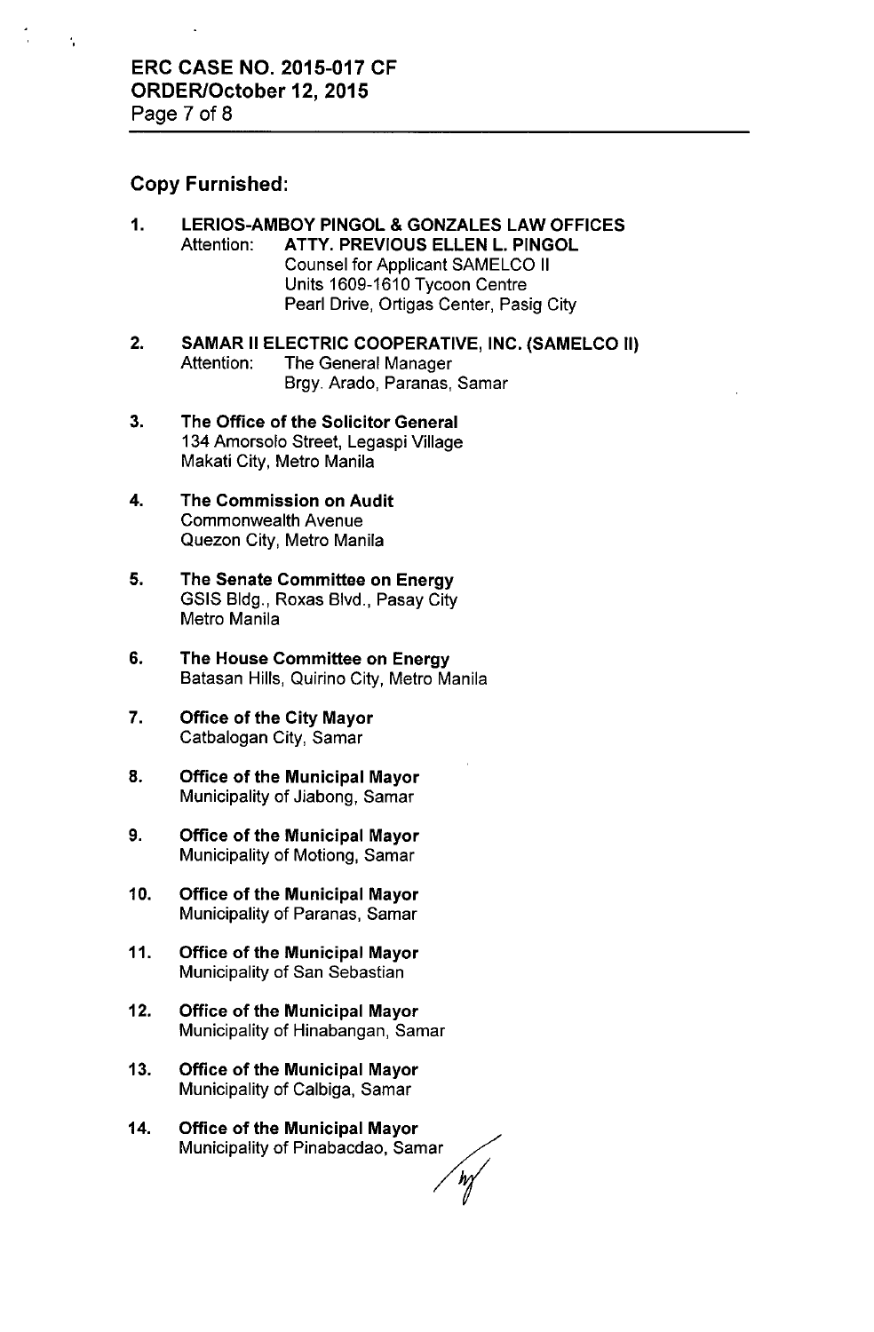## Copy Furnished:

1. **LERIOS-AMBOY PINGOL & GONZALES LAW OFFICES**
   Attention: **ATTY. PREVIOUS ELLEN L. PINGOL**
   Counsel for Applicant SAMELCO II
   Units 1609-1610 Tycoon Centre
   Pearl Drive, Ortigas Center, Pasig City

2. **SAMAR II ELECTRIC COOPERATIVE, INC. (SAMELCO II)**
   Attention: The General Manager
   Brgy. Arado, Paranas, Samar

3. **The Office of the Solicitor General**
   134 Amorsolo Street, Legaspi Village
   Makati City, Metro Manila

4. **The Commission on Audit**
   Commonwealth Avenue
   Quezon City, Metro Manila

5. **The Senate Committee on Energy**
   GSIS Bldg., Roxas Blvd., Pasay City
   Metro Manila

6. **The House Committee on Energy**
   Batasan Hills, Quirino City, Metro Manila

7. **Office of the City Mayor**
   Catbalogan City, Samar

8. **Office of the Municipal Mayor**
   Municipality of Jiabong, Samar

9. **Office of the Municipal Mayor**
   Municipality of Motiong, Samar

10. **Office of the Municipal Mayor**
    Municipality of Paranas, Samar

11. **Office of the Municipal Mayor**
    Municipality of San Sebastian

12. **Office of the Municipal Mayor**
    Municipality of Hinabangan, Samar

13. **Office of the Municipal Mayor**
    Municipality of Calbiga, Samar

14. **Office of the Municipal Mayor**
    Municipality of Pinabacdao, Samar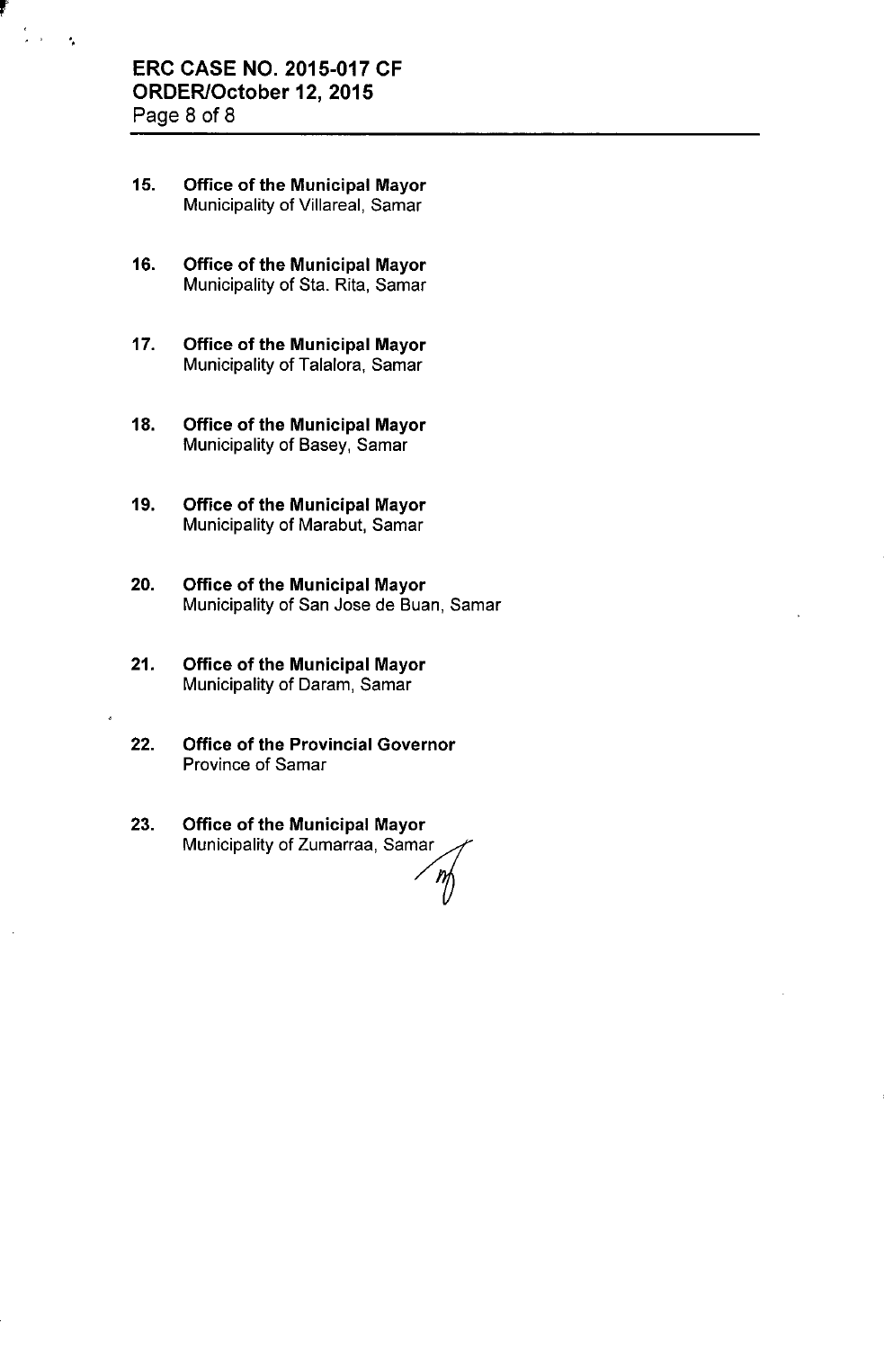15. **Office of the Municipal Mayor**
    Municipality of Villareal, Samar

16. **Office of the Municipal Mayor**
    Municipality of Sta. Rita, Samar

17. **Office of the Municipal Mayor**
    Municipality of Talalora, Samar

18. **Office of the Municipal Mayor**
    Municipality of Basey, Samar

19. **Office of the Municipal Mayor**
    Municipality of Marabut, Samar

20. **Office of the Municipal Mayor**
    Municipality of San Jose de Buan, Samar

21. **Office of the Municipal Mayor**
    Municipality of Daram, Samar

22. **Office of the Provincial Governor**
    Province of Samar

23. **Office of the Municipal Mayor**
    Municipality of Zumarraa, Samar